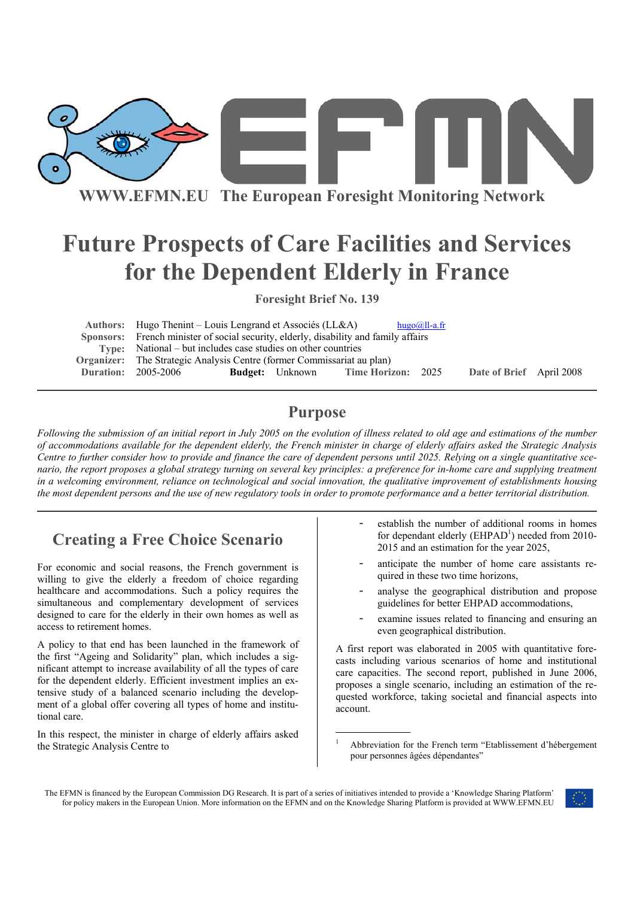WWW.EFMN.EU The European Foresight Monitoring Network

# Future Prospects of Care Facilities and Services for the Dependent Elderly in France

**Foresight Brief No. 139**

| | |
|---|---|
| **Authors:** | Hugo Thenint – Louis Lengrand et Associés (LL&A) hugo@ll-a.fr |
| **Sponsors:** | French minister of social security, elderly, disability and family affairs |
| **Type:** | National – but includes case studies on other countries |
| **Organizer:** | The Strategic Analysis Centre (former Commissariat au plan) |
| **Duration:** | 2005-2006 **Budget:** Unknown **Time Horizon:** 2025 **Date of Brief** April 2008 |

## Purpose

*Following the submission of an initial report in July 2005 on the evolution of illness related to old age and estimations of the number of accommodations available for the dependent elderly, the French minister in charge of elderly affairs asked the Strategic Analysis Centre to further consider how to provide and finance the care of dependent persons until 2025. Relying on a single quantitative scenario, the report proposes a global strategy turning on several key principles: a preference for in-home care and supplying treatment in a welcoming environment, reliance on technological and social innovation, the qualitative improvement of establishments housing the most dependent persons and the use of new regulatory tools in order to promote performance and a better territorial distribution.*

## Creating a Free Choice Scenario

For economic and social reasons, the French government is willing to give the elderly a freedom of choice regarding healthcare and accommodations. Such a policy requires the simultaneous and complementary development of services designed to care for the elderly in their own homes as well as access to retirement homes.

A policy to that end has been launched in the framework of the first "Ageing and Solidarity" plan, which includes a significant attempt to increase availability of all the types of care for the dependent elderly. Efficient investment implies an extensive study of a balanced scenario including the development of a global offer covering all types of home and institutional care.

In this respect, the minister in charge of elderly affairs asked the Strategic Analysis Centre to

- establish the number of additional rooms in homes for dependant elderly (EHPAD[1]) needed from 2010-2015 and an estimation for the year 2025,
- anticipate the number of home care assistants required in these two time horizons,
- analyse the geographical distribution and propose guidelines for better EHPAD accommodations,
- examine issues related to financing and ensuring an even geographical distribution.

A first report was elaborated in 2005 with quantitative forecasts including various scenarios of home and institutional care capacities. The second report, published in June 2006, proposes a single scenario, including an estimation of the requested workforce, taking societal and financial aspects into account.

[1] Abbreviation for the French term "Etablissement d'hébergement pour personnes âgées dépendantes"

The EFMN is financed by the European Commission DG Research. It is part of a series of initiatives intended to provide a 'Knowledge Sharing Platform' for policy makers in the European Union. More information on the EFMN and on the Knowledge Sharing Platform is provided at WWW.EFMN.EU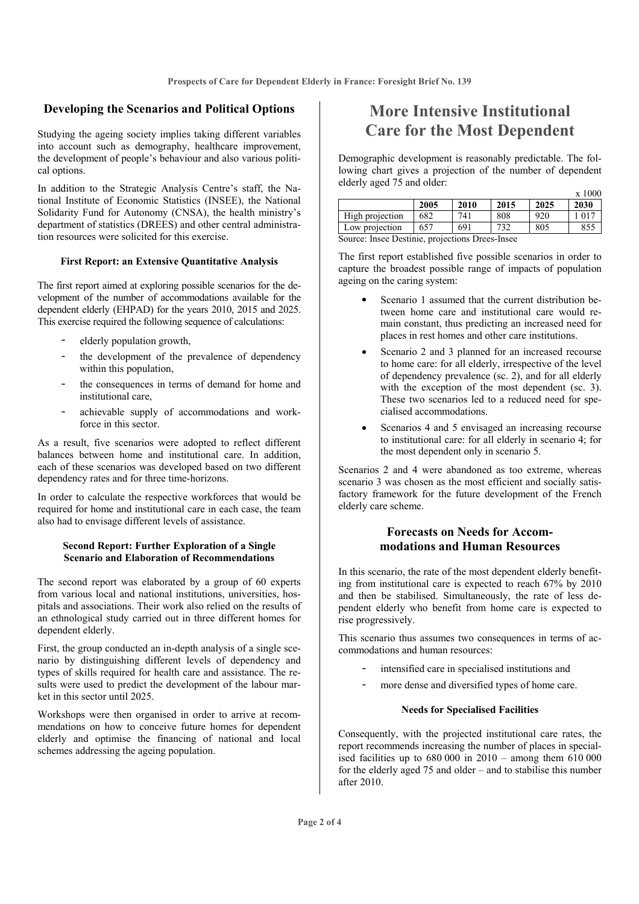## Developing the Scenarios and Political Options

Studying the ageing society implies taking different variables into account such as demography, healthcare improvement, the development of people's behaviour and also various political options.

In addition to the Strategic Analysis Centre's staff, the National Institute of Economic Statistics (INSEE), the National Solidarity Fund for Autonomy (CNSA), the health ministry's department of statistics (DREES) and other central administration resources were solicited for this exercise.

### First Report: an Extensive Quantitative Analysis

The first report aimed at exploring possible scenarios for the development of the number of accommodations available for the dependent elderly (EHPAD) for the years 2010, 2015 and 2025. This exercise required the following sequence of calculations:

- elderly population growth,
- the development of the prevalence of dependency within this population,
- the consequences in terms of demand for home and institutional care,
- achievable supply of accommodations and workforce in this sector.

As a result, five scenarios were adopted to reflect different balances between home and institutional care. In addition, each of these scenarios was developed based on two different dependency rates and for three time-horizons.

In order to calculate the respective workforces that would be required for home and institutional care in each case, the team also had to envisage different levels of assistance.

### Second Report: Further Exploration of a Single Scenario and Elaboration of Recommendations

The second report was elaborated by a group of 60 experts from various local and national institutions, universities, hospitals and associations. Their work also relied on the results of an ethnological study carried out in three different homes for dependent elderly.

First, the group conducted an in-depth analysis of a single scenario by distinguishing different levels of dependency and types of skills required for health care and assistance. The results were used to predict the development of the labour market in this sector until 2025.

Workshops were then organised in order to arrive at recommendations on how to conceive future homes for dependent elderly and optimise the financing of national and local schemes addressing the ageing population.

## More Intensive Institutional Care for the Most Dependent

Demographic development is reasonably predictable. The following chart gives a projection of the number of dependent elderly aged 75 and older:

x 1000

| | 2005 | 2010 | 2015 | 2025 | 2030 |
|---|---|---|---|---|---|
| High projection | 682 | 741 | 808 | 920 | 1 017 |
| Low projection | 657 | 691 | 732 | 805 | 855 |

Source: Insee Destinie, projections Drees-Insee

The first report established five possible scenarios in order to capture the broadest possible range of impacts of population ageing on the caring system:

- Scenario 1 assumed that the current distribution between home care and institutional care would remain constant, thus predicting an increased need for places in rest homes and other care institutions.
- Scenario 2 and 3 planned for an increased recourse to home care: for all elderly, irrespective of the level of dependency prevalence (sc. 2), and for all elderly with the exception of the most dependent (sc. 3). These two scenarios led to a reduced need for specialised accommodations.
- Scenarios 4 and 5 envisaged an increasing recourse to institutional care: for all elderly in scenario 4; for the most dependent only in scenario 5.

Scenarios 2 and 4 were abandoned as too extreme, whereas scenario 3 was chosen as the most efficient and socially satisfactory framework for the future development of the French elderly care scheme.

## Forecasts on Needs for Accommodations and Human Resources

In this scenario, the rate of the most dependent elderly benefiting from institutional care is expected to reach 67% by 2010 and then be stabilised. Simultaneously, the rate of less dependent elderly who benefit from home care is expected to rise progressively.

This scenario thus assumes two consequences in terms of accommodations and human resources:

- intensified care in specialised institutions and
- more dense and diversified types of home care.

### Needs for Specialised Facilities

Consequently, with the projected institutional care rates, the report recommends increasing the number of places in specialised facilities up to 680 000 in 2010 – among them 610 000 for the elderly aged 75 and older – and to stabilise this number after 2010.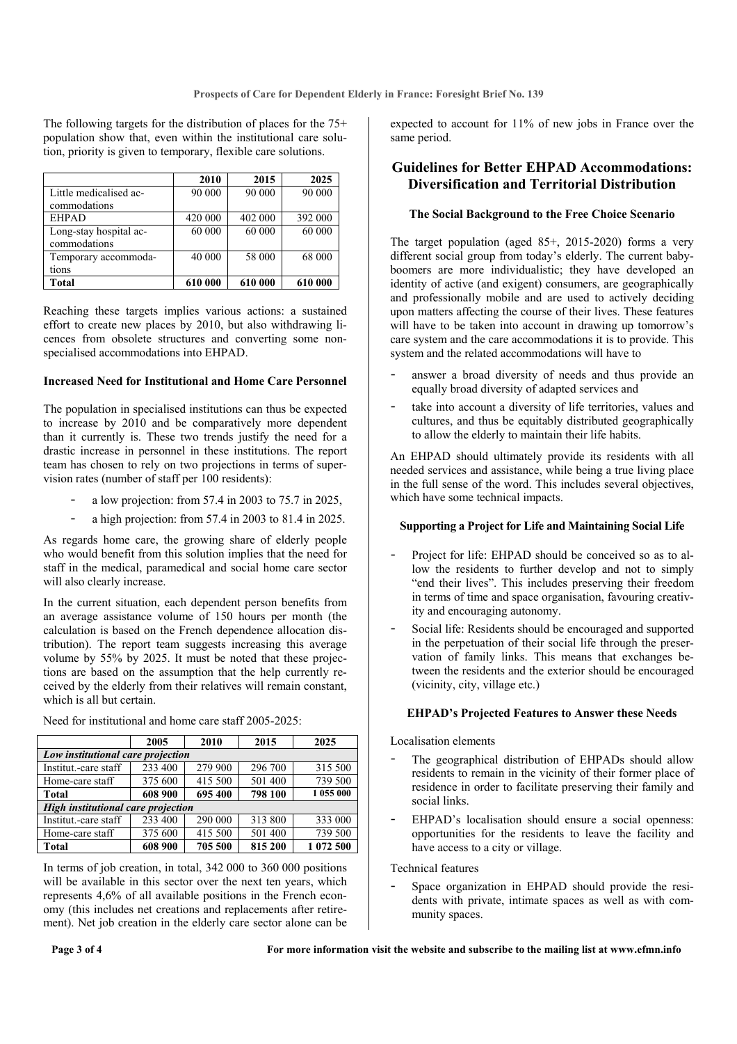The following targets for the distribution of places for the 75+ population show that, even within the institutional care solution, priority is given to temporary, flexible care solutions.

| | 2010 | 2015 | 2025 |
|---|---|---|---|
| Little medicalised accommodations | 90 000 | 90 000 | 90 000 |
| EHPAD | 420 000 | 402 000 | 392 000 |
| Long-stay hospital accommodations | 60 000 | 60 000 | 60 000 |
| Temporary accommodations | 40 000 | 58 000 | 68 000 |
| **Total** | **610 000** | **610 000** | **610 000** |

Reaching these targets implies various actions: a sustained effort to create new places by 2010, but also withdrawing licences from obsolete structures and converting some non-specialised accommodations into EHPAD.

### Increased Need for Institutional and Home Care Personnel

The population in specialised institutions can thus be expected to increase by 2010 and be comparatively more dependent than it currently is. These two trends justify the need for a drastic increase in personnel in these institutions. The report team has chosen to rely on two projections in terms of supervision rates (number of staff per 100 residents):

- a low projection: from 57.4 in 2003 to 75.7 in 2025,
- a high projection: from 57.4 in 2003 to 81.4 in 2025.

As regards home care, the growing share of elderly people who would benefit from this solution implies that the need for staff in the medical, paramedical and social home care sector will also clearly increase.

In the current situation, each dependent person benefits from an average assistance volume of 150 hours per month (the calculation is based on the French dependence allocation distribution). The report team suggests increasing this average volume by 55% by 2025. It must be noted that these projections are based on the assumption that the help currently received by the elderly from their relatives will remain constant, which is all but certain.

Need for institutional and home care staff 2005-2025:

| | 2005 | 2010 | 2015 | 2025 |
|---|---|---|---|---|
| ***Low institutional care projection*** | | | | |
| Institut.-care staff | 233 400 | 279 900 | 296 700 | 315 500 |
| Home-care staff | 375 600 | 415 500 | 501 400 | 739 500 |
| **Total** | **608 900** | **695 400** | **798 100** | **1 055 000** |
| ***High institutional care projection*** | | | | |
| Institut.-care staff | 233 400 | 290 000 | 313 800 | 333 000 |
| Home-care staff | 375 600 | 415 500 | 501 400 | 739 500 |
| **Total** | **608 900** | **705 500** | **815 200** | **1 072 500** |

In terms of job creation, in total, 342 000 to 360 000 positions will be available in this sector over the next ten years, which represents 4,6% of all available positions in the French economy (this includes net creations and replacements after retirement). Net job creation in the elderly care sector alone can be expected to account for 11% of new jobs in France over the same period.

## Guidelines for Better EHPAD Accommodations: Diversification and Territorial Distribution

### The Social Background to the Free Choice Scenario

The target population (aged 85+, 2015-2020) forms a very different social group from today's elderly. The current baby-boomers are more individualistic; they have developed an identity of active (and exigent) consumers, are geographically and professionally mobile and are used to actively deciding upon matters affecting the course of their lives. These features will have to be taken into account in drawing up tomorrow's care system and the care accommodations it is to provide. This system and the related accommodations will have to

- answer a broad diversity of needs and thus provide an equally broad diversity of adapted services and
- take into account a diversity of life territories, values and cultures, and thus be equitably distributed geographically to allow the elderly to maintain their life habits.

An EHPAD should ultimately provide its residents with all needed services and assistance, while being a true living place in the full sense of the word. This includes several objectives, which have some technical impacts.

### Supporting a Project for Life and Maintaining Social Life

- Project for life: EHPAD should be conceived so as to allow the residents to further develop and not to simply "end their lives". This includes preserving their freedom in terms of time and space organisation, favouring creativity and encouraging autonomy.
- Social life: Residents should be encouraged and supported in the perpetuation of their social life through the preservation of family links. This means that exchanges between the residents and the exterior should be encouraged (vicinity, city, village etc.)

### EHPAD's Projected Features to Answer these Needs

Localisation elements

- The geographical distribution of EHPADs should allow residents to remain in the vicinity of their former place of residence in order to facilitate preserving their family and social links.
- EHPAD's localisation should ensure a social openness: opportunities for the residents to leave the facility and have access to a city or village.

Technical features

- Space organization in EHPAD should provide the residents with private, intimate spaces as well as with community spaces.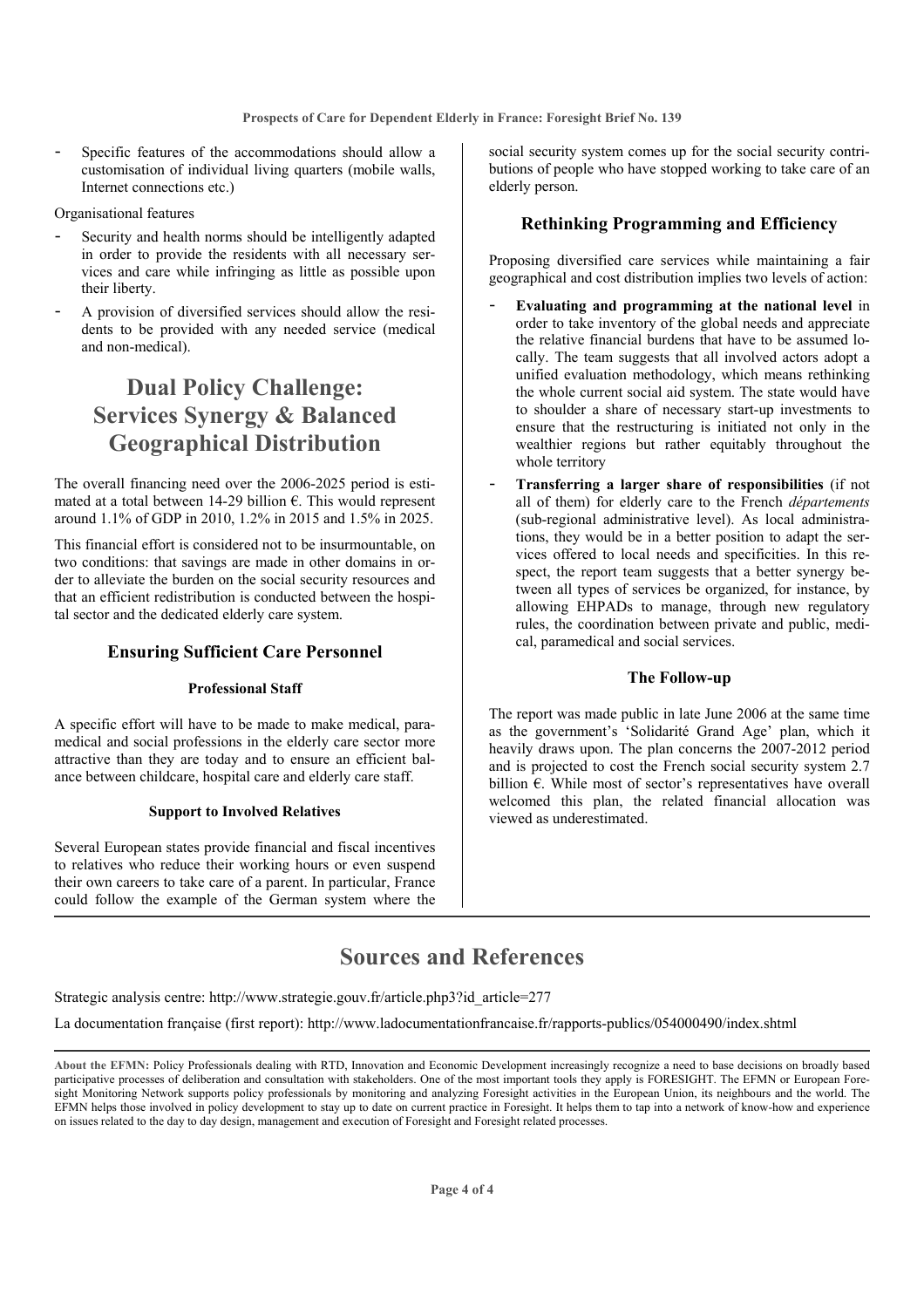- Specific features of the accommodations should allow a customisation of individual living quarters (mobile walls, Internet connections etc.)

Organisational features

- Security and health norms should be intelligently adapted in order to provide the residents with all necessary services and care while infringing as little as possible upon their liberty.
- A provision of diversified services should allow the residents to be provided with any needed service (medical and non-medical).

# Dual Policy Challenge: Services Synergy & Balanced Geographical Distribution

The overall financing need over the 2006-2025 period is estimated at a total between 14-29 billion €. This would represent around 1.1% of GDP in 2010, 1.2% in 2015 and 1.5% in 2025.

This financial effort is considered not to be insurmountable, on two conditions: that savings are made in other domains in order to alleviate the burden on the social security resources and that an efficient redistribution is conducted between the hospital sector and the dedicated elderly care system.

## Ensuring Sufficient Care Personnel

### Professional Staff

A specific effort will have to be made to make medical, paramedical and social professions in the elderly care sector more attractive than they are today and to ensure an efficient balance between childcare, hospital care and elderly care staff.

### Support to Involved Relatives

Several European states provide financial and fiscal incentives to relatives who reduce their working hours or even suspend their own careers to take care of a parent. In particular, France could follow the example of the German system where the social security system comes up for the social security contributions of people who have stopped working to take care of an elderly person.

## Rethinking Programming and Efficiency

Proposing diversified care services while maintaining a fair geographical and cost distribution implies two levels of action:

- **Evaluating and programming at the national level** in order to take inventory of the global needs and appreciate the relative financial burdens that have to be assumed locally. The team suggests that all involved actors adopt a unified evaluation methodology, which means rethinking the whole current social aid system. The state would have to shoulder a share of necessary start-up investments to ensure that the restructuring is initiated not only in the wealthier regions but rather equitably throughout the whole territory
- **Transferring a larger share of responsibilities** (if not all of them) for elderly care to the French *départements* (sub-regional administrative level). As local administrations, they would be in a better position to adapt the services offered to local needs and specificities. In this respect, the report team suggests that a better synergy between all types of services be organized, for instance, by allowing EHPADs to manage, through new regulatory rules, the coordination between private and public, medical, paramedical and social services.

### The Follow-up

The report was made public in late June 2006 at the same time as the government's 'Solidarité Grand Age' plan, which it heavily draws upon. The plan concerns the 2007-2012 period and is projected to cost the French social security system 2.7 billion €. While most of sector's representatives have overall welcomed this plan, the related financial allocation was viewed as underestimated.

# Sources and References

Strategic analysis centre: http://www.strategie.gouv.fr/article.php3?id_article=277

La documentation française (first report): http://www.ladocumentationfrancaise.fr/rapports-publics/054000490/index.shtml

**About the EFMN:** Policy Professionals dealing with RTD, Innovation and Economic Development increasingly recognize a need to base decisions on broadly based participative processes of deliberation and consultation with stakeholders. One of the most important tools they apply is FORESIGHT. The EFMN or European Foresight Monitoring Network supports policy professionals by monitoring and analyzing Foresight activities in the European Union, its neighbours and the world. The EFMN helps those involved in policy development to stay up to date on current practice in Foresight. It helps them to tap into a network of know-how and experience on issues related to the day to day design, management and execution of Foresight and Foresight related processes.